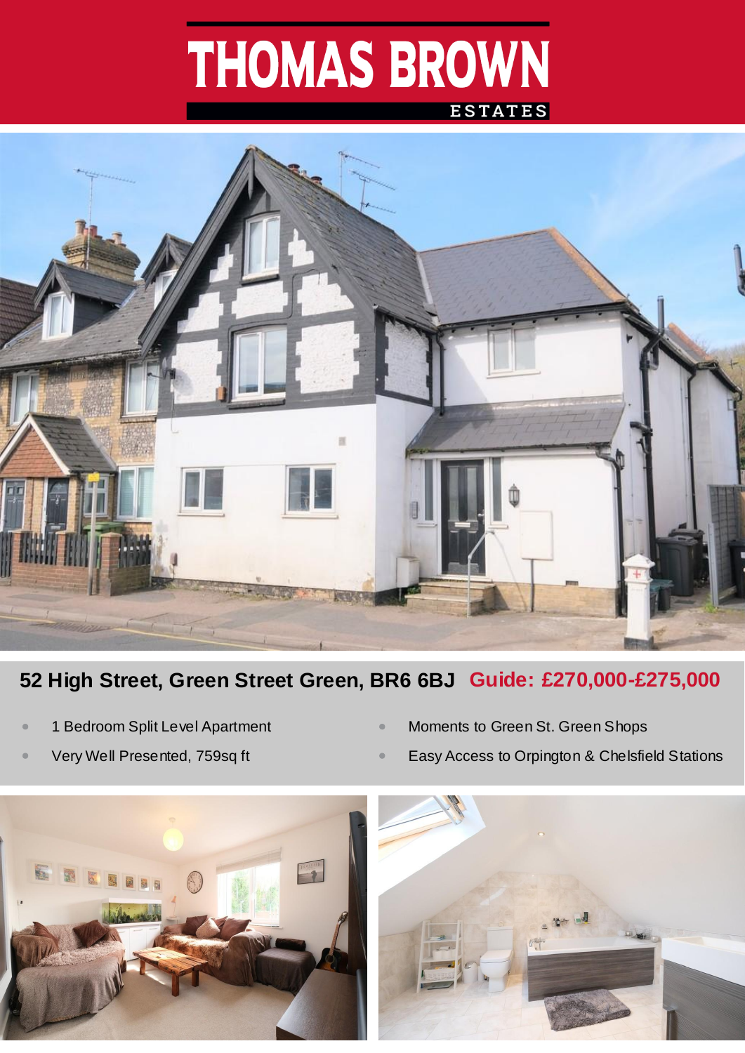# THOMAS BROWN ESTATES

## 52 High Street, Green Street Green, BR6 6BJ

**Guide: £270,000-£275,000**

- 1 Bedroom Split Level Apartment
- Very Well Presented, 759sq ft
- Moments to Green St. Green Shops
- Easy Access to Orpington & Chelsfield Stations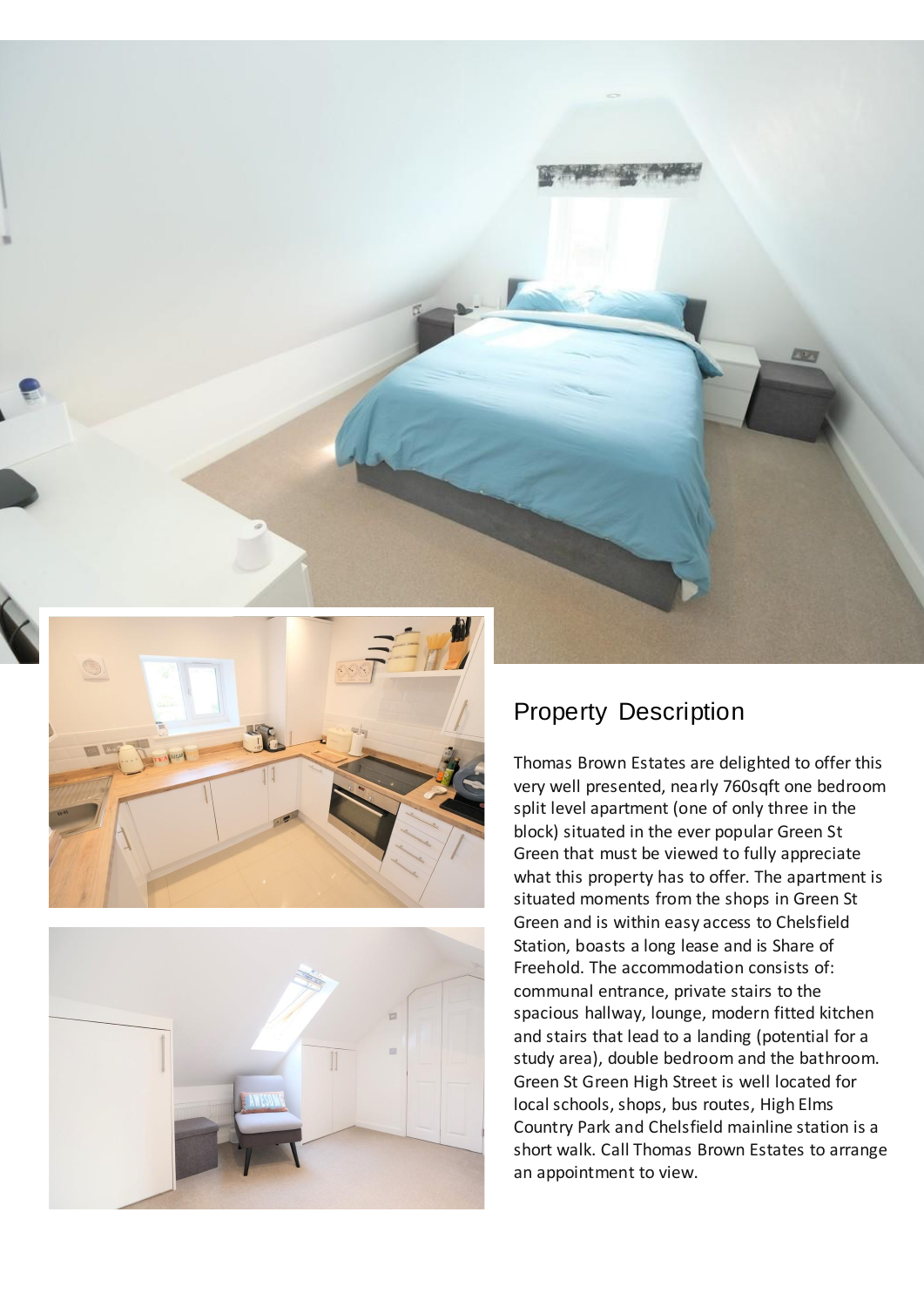## Property Description

Thomas Brown Estates are delighted to offer this very well presented, nearly 760sqft one bedroom split level apartment (one of only three in the block) situated in the ever popular Green St Green that must be viewed to fully appreciate what this property has to offer. The apartment is situated moments from the shops in Green St Green and is within easy access to Chelsfield Station, boasts a long lease and is Share of Freehold. The accommodation consists of: communal entrance, private stairs to the spacious hallway, lounge, modern fitted kitchen and stairs that lead to a landing (potential for a study area), double bedroom and the bathroom. Green St Green High Street is well located for local schools, shops, bus routes, High Elms Country Park and Chelsfield mainline station is a short walk. Call Thomas Brown Estates to arrange an appointment to view.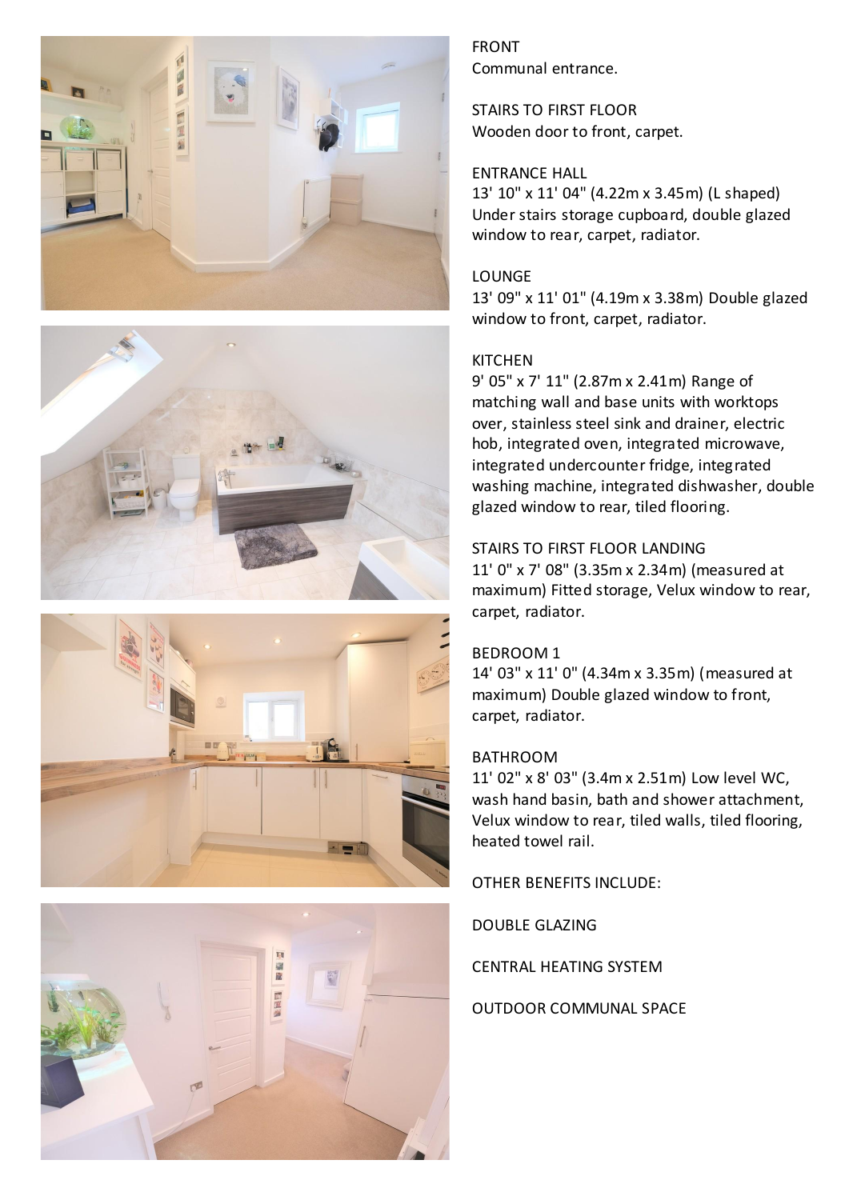FRONT
Communal entrance.

STAIRS TO FIRST FLOOR
Wooden door to front, carpet.

ENTRANCE HALL
13' 10" x 11' 04" (4.22m x 3.45m) (L shaped)
Under stairs storage cupboard, double glazed window to rear, carpet, radiator.

LOUNGE
13' 09" x 11' 01" (4.19m x 3.38m) Double glazed window to front, carpet, radiator.

KITCHEN
9' 05" x 7' 11" (2.87m x 2.41m) Range of matching wall and base units with worktops over, stainless steel sink and drainer, electric hob, integrated oven, integrated microwave, integrated undercounter fridge, integrated washing machine, integrated dishwasher, double glazed window to rear, tiled flooring.

STAIRS TO FIRST FLOOR LANDING
11' 0" x 7' 08" (3.35m x 2.34m) (measured at maximum) Fitted storage, Velux window to rear, carpet, radiator.

BEDROOM 1
14' 03" x 11' 0" (4.34m x 3.35m) (measured at maximum) Double glazed window to front, carpet, radiator.

BATHROOM
11' 02" x 8' 03" (3.4m x 2.51m) Low level WC, wash hand basin, bath and shower attachment, Velux window to rear, tiled walls, tiled flooring, heated towel rail.

OTHER BENEFITS INCLUDE:

DOUBLE GLAZING

CENTRAL HEATING SYSTEM

OUTDOOR COMMUNAL SPACE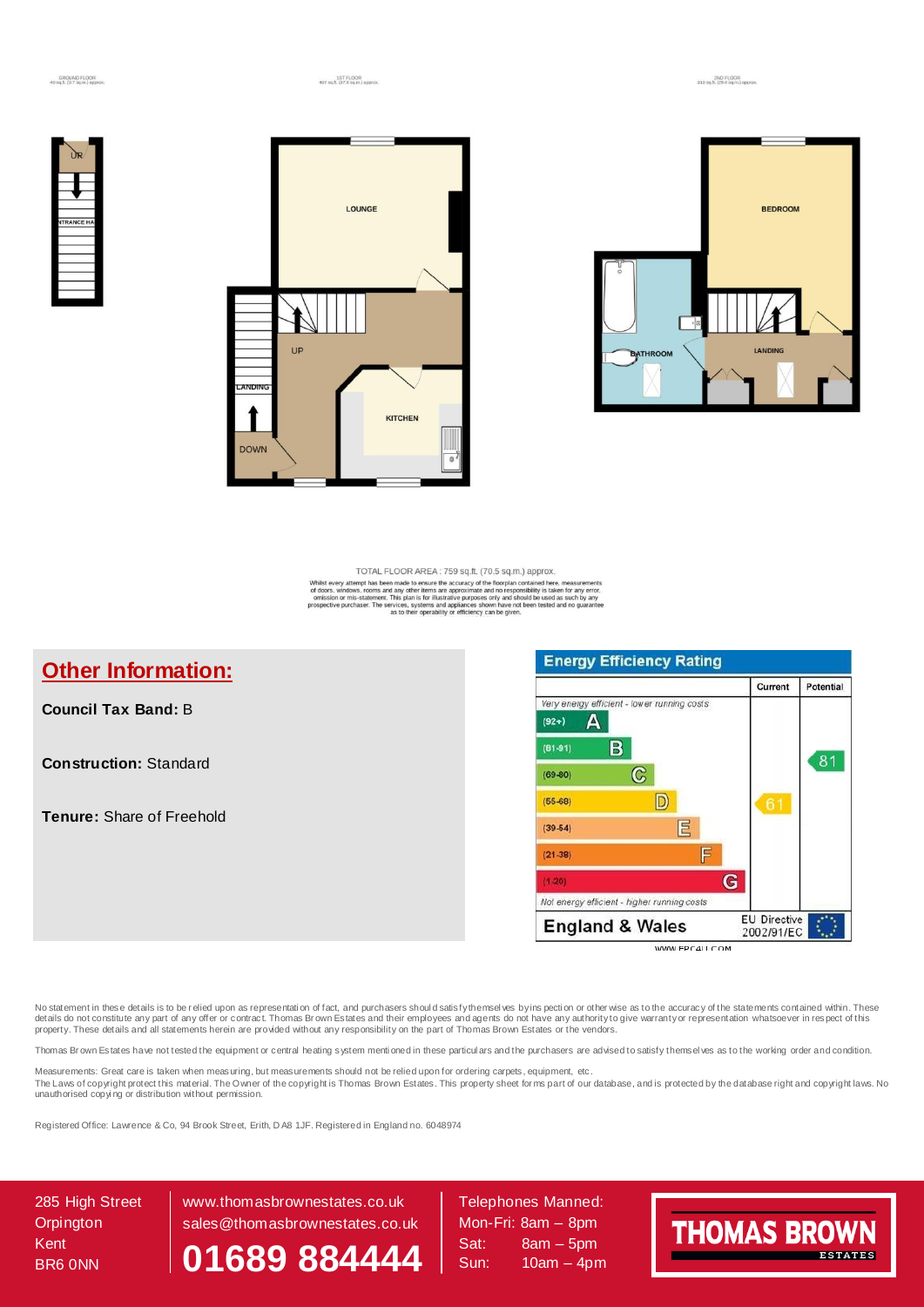GROUND FLOOR
40 sq.ft. (3.7 sq.m.) approx.

1ST FLOOR
407 sq.ft. (37.8 sq.m.) approx.

2ND FLOOR
310 sq.ft. (29.0 sq.m.) approx.

UP
ENTRANCE HALL

LOUNGE
UP
LANDING
DOWN
KITCHEN

BEDROOM
BATHROOM
LANDING

TOTAL FLOOR AREA : 759 sq.ft. (70.5 sq.m.) approx.

Whilst every attempt has been made to ensure the accuracy of the floorplan contained here, measurements of doors, windows, rooms and any other items are approximate and no responsibility is taken for any error, omission or mis-statement. This plan is for illustrative purposes only and should be used as such by any prospective purchaser. The services, systems and appliances shown have not been tested and no guarantee as to their operability or efficiency can be given.

## Other Information:

**Council Tax Band:** B

**Construction:** Standard

**Tenure:** Share of Freehold

**Energy Efficiency Rating**

Current | Potential

Very energy efficient - lower running costs

(92+) A

(81-91) B

(69-80) C

(55-68) D

(39-54) E

(21-38) F

(1-20) G

Not energy efficient - higher running costs

Current: 61

Potential: 81

England & Wales

EU Directive 2002/91/EC

WWW.EPC4U.COM

No statement in these details is to be relied upon as representation of fact, and purchasers should satisfy themselves by inspection or otherwise as to the accuracy of the statements contained within. These details do not constitute any part of any offer or contract. Thomas Brown Estates and their employees and agents do not have any authority to give warranty or representation whatsoever in respect of this property. These details and all statements herein are provided without any responsibility on the part of Thomas Brown Estates or the vendors.

Thomas Brown Estates have not tested the equipment or central heating system mentioned in these particulars and the purchasers are advised to satisfy themselves as to the working order and condition.

Measurements: Great care is taken when measuring, but measurements should not be relied upon for ordering carpets, equipment, etc.
The Laws of copyright protect this material. The Owner of the copyright is Thomas Brown Estates. This property sheet forms part of our database, and is protected by the database right and copyright laws. No unauthorised copying or distribution without permission.

Registered Office: Lawrence & Co, 94 Brook Street, Erith, DA8 1JF. Registered in England no. 6048974

285 High Street
Orpington
Kent
BR6 0NN

www.thomasbrownestates.co.uk
sales@thomasbrownestates.co.uk
**01689 884444**

Telephones Manned:
Mon-Fri: 8am – 8pm
Sat: 8am – 5pm
Sun: 10am – 4pm

THOMAS BROWN ESTATES